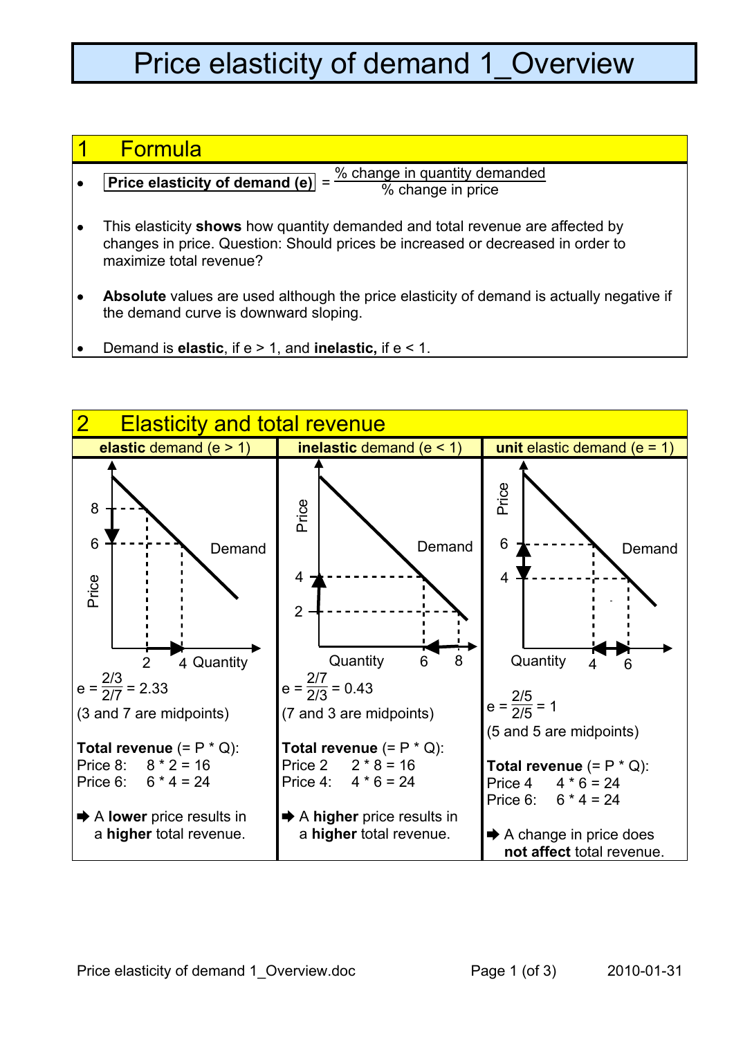# Price elasticity of demand 1_Overview

## 1 Formula

- **Price elasticity of demand (e)** = $\frac{\text{\% change in quantity demanded}}{\text{\% change in price}}$
- This elasticity **shows** how quantity demanded and total revenue are affected by changes in price. Question: Should prices be increased or decreased in order to maximize total revenue?
- **Absolute** values are used although the price elasticity of demand is actually negative if the demand curve is downward sloping.
- Demand is **elastic**, if e > 1, and **inelastic,** if e < 1.

## 2 Elasticity and total revenue

| **elastic** demand (e > 1) | **inelastic** demand (e < 1) | **unit** elastic demand (e = 1) |
|---|---|---|
| $e = \frac{2/3}{2/7} = 2.33$ | $e = \frac{2/7}{2/3} = 0.43$ | $e = \frac{2/5}{2/5} = 1$ |
| (3 and 7 are midpoints) | (7 and 3 are midpoints) | (5 and 5 are midpoints) |
| **Total revenue** (= P * Q):<br>Price 8: 8 * 2 = 16<br>Price 6: 6 * 4 = 24 | **Total revenue** (= P * Q):<br>Price 2 2 * 8 = 16<br>Price 4: 4 * 6 = 24 | **Total revenue** (= P * Q):<br>Price 4 4 * 6 = 24<br>Price 6: 6 * 4 = 24 |
| ➡ A **lower** price results in a **higher** total revenue. | ➡ A **higher** price results in a **higher** total revenue. | ➡ A change in price does **not affect** total revenue. |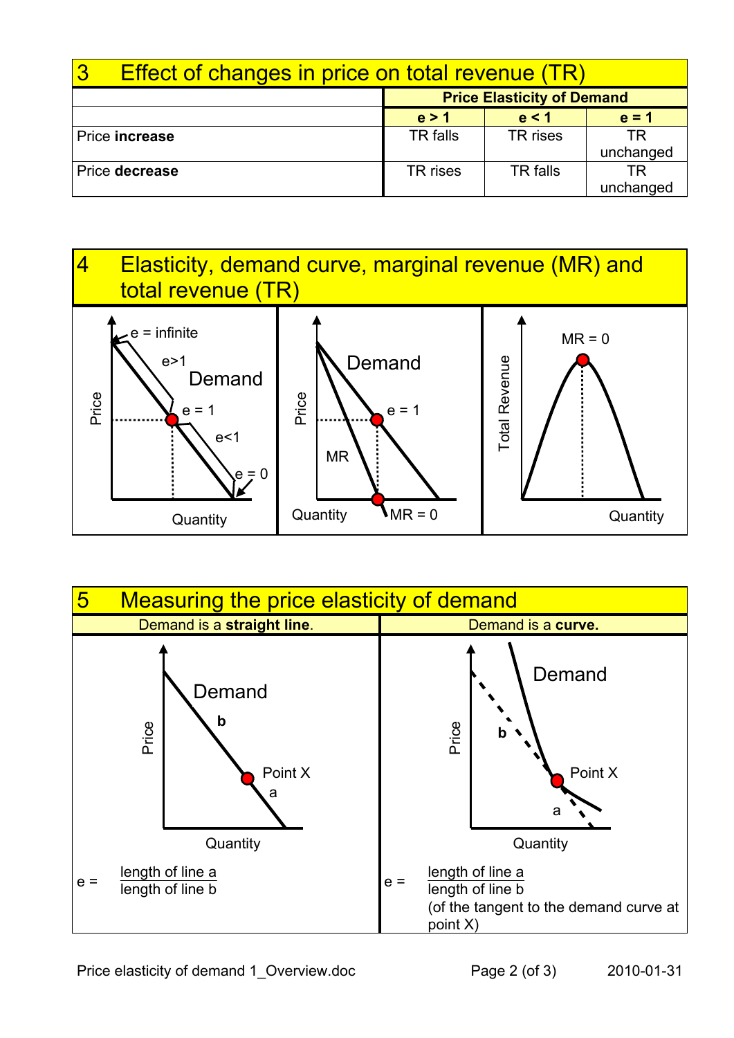## 3 Effect of changes in price on total revenue (TR)

| | Price Elasticity of Demand | | |
|---|---|---|---|
| | **e > 1** | **e < 1** | **e = 1** |
| Price **increase** | TR falls | TR rises | TR unchanged |
| Price **decrease** | TR rises | TR falls | TR unchanged |

## 4 Elasticity, demand curve, marginal revenue (MR) and total revenue (TR)

## 5 Measuring the price elasticity of demand

| Demand is a **straight line**. | Demand is a **curve.** |
|---|---|
| e = $\frac{\text{length of line a}}{\text{length of line b}}$ | e = $\frac{\text{length of line a}}{\text{length of line b}}$ (of the tangent to the demand curve at point X) |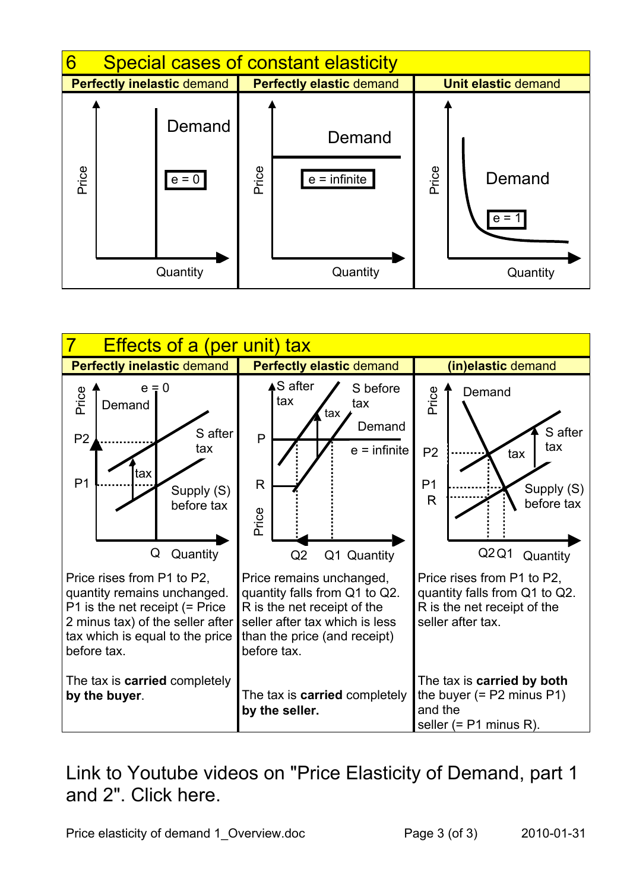## 6 Special cases of constant elasticity

**Perfectly inelastic demand**

Demand

e = 0

Price

Quantity

**Perfectly elastic demand**

Demand

e = infinite

Price

Quantity

**Unit elastic demand**

Demand

e = 1

Price

Quantity

## 7 Effects of a (per unit) tax

### Perfectly inelastic demand

Price

e = 0

Demand

P2

P1

S after tax

tax

Supply (S) before tax

Q

Quantity

Price rises from P1 to P2, quantity remains unchanged. P1 is the net receipt (= Price 2 minus tax) of the seller after tax which is equal to the price before tax.

The tax is **carried** completely **by the buyer**.

### Perfectly elastic demand

S after tax

S before tax

tax

Demand

P

e = infinite

R

Price

Q2

Q1

Quantity

Price remains unchanged, quantity falls from Q1 to Q2. R is the net receipt of the seller after tax which is less than the price (and receipt) before tax.

The tax is **carried** completely **by the seller.**

### (in)elastic demand

Price

Demand

S after tax

P2

tax

P1

R

Supply (S) before tax

Q2

Q1

Quantity

Price rises from P1 to P2, quantity falls from Q1 to Q2. R is the net receipt of the seller after tax.

The tax is **carried by both** the buyer (= P2 minus P1) and the seller (= P1 minus R).

Link to Youtube videos on "Price Elasticity of Demand, part 1 and 2". Click here.